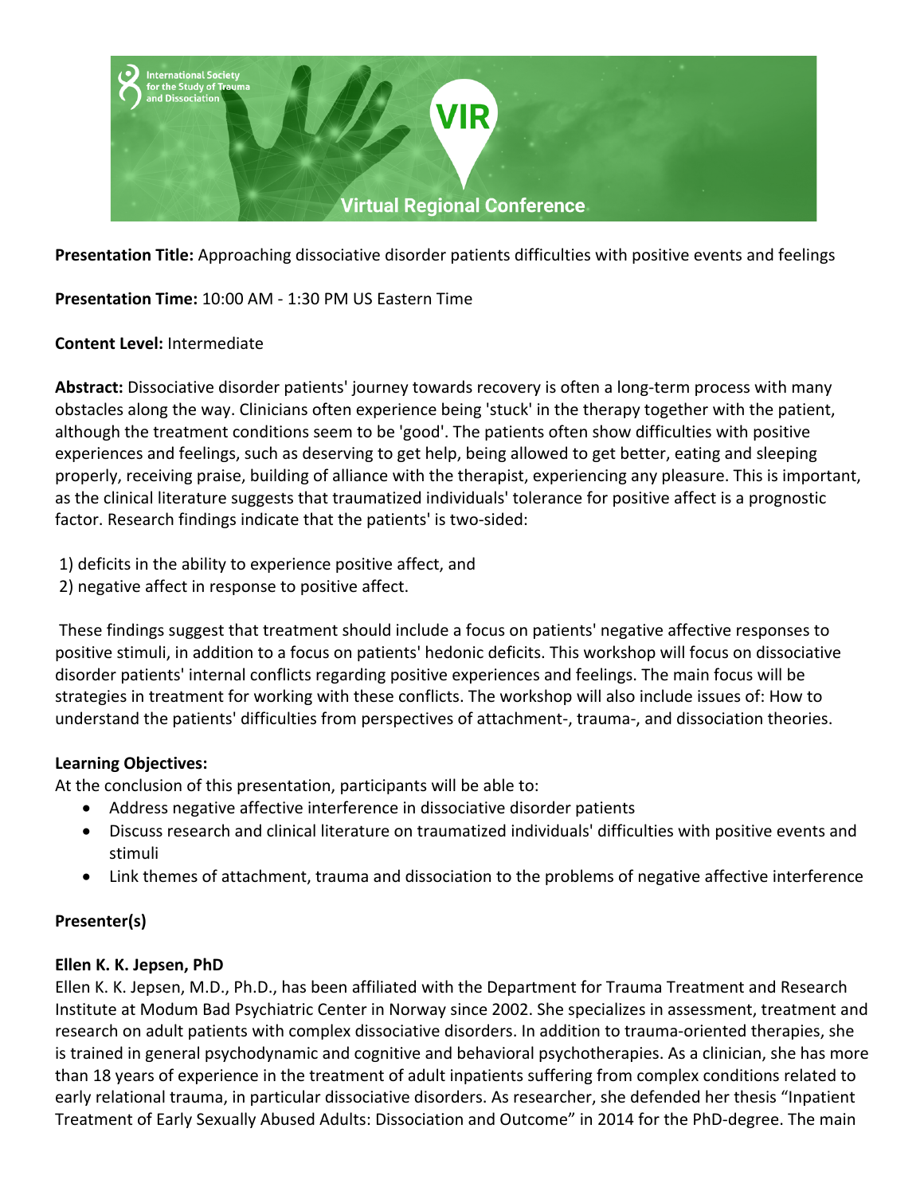**Presentation Title:** Approaching dissociative disorder patients difficulties with positive events and feelings

**Presentation Time:** 10:00 AM - 1:30 PM US Eastern Time

**Content Level:** Intermediate

**Abstract:** Dissociative disorder patients' journey towards recovery is often a long-term process with many obstacles along the way. Clinicians often experience being 'stuck' in the therapy together with the patient, although the treatment conditions seem to be 'good'. The patients often show difficulties with positive experiences and feelings, such as deserving to get help, being allowed to get better, eating and sleeping properly, receiving praise, building of alliance with the therapist, experiencing any pleasure. This is important, as the clinical literature suggests that traumatized individuals' tolerance for positive affect is a prognostic factor. Research findings indicate that the patients' is two-sided:

1) deficits in the ability to experience positive affect, and
2) negative affect in response to positive affect.

These findings suggest that treatment should include a focus on patients' negative affective responses to positive stimuli, in addition to a focus on patients' hedonic deficits. This workshop will focus on dissociative disorder patients' internal conflicts regarding positive experiences and feelings. The main focus will be strategies in treatment for working with these conflicts. The workshop will also include issues of: How to understand the patients' difficulties from perspectives of attachment-, trauma-, and dissociation theories.

**Learning Objectives:**
At the conclusion of this presentation, participants will be able to:

- Address negative affective interference in dissociative disorder patients
- Discuss research and clinical literature on traumatized individuals' difficulties with positive events and stimuli
- Link themes of attachment, trauma and dissociation to the problems of negative affective interference

**Presenter(s)**

**Ellen K. K. Jepsen, PhD**
Ellen K. K. Jepsen, M.D., Ph.D., has been affiliated with the Department for Trauma Treatment and Research Institute at Modum Bad Psychiatric Center in Norway since 2002. She specializes in assessment, treatment and research on adult patients with complex dissociative disorders. In addition to trauma-oriented therapies, she is trained in general psychodynamic and cognitive and behavioral psychotherapies. As a clinician, she has more than 18 years of experience in the treatment of adult inpatients suffering from complex conditions related to early relational trauma, in particular dissociative disorders. As researcher, she defended her thesis "Inpatient Treatment of Early Sexually Abused Adults: Dissociation and Outcome" in 2014 for the PhD-degree. The main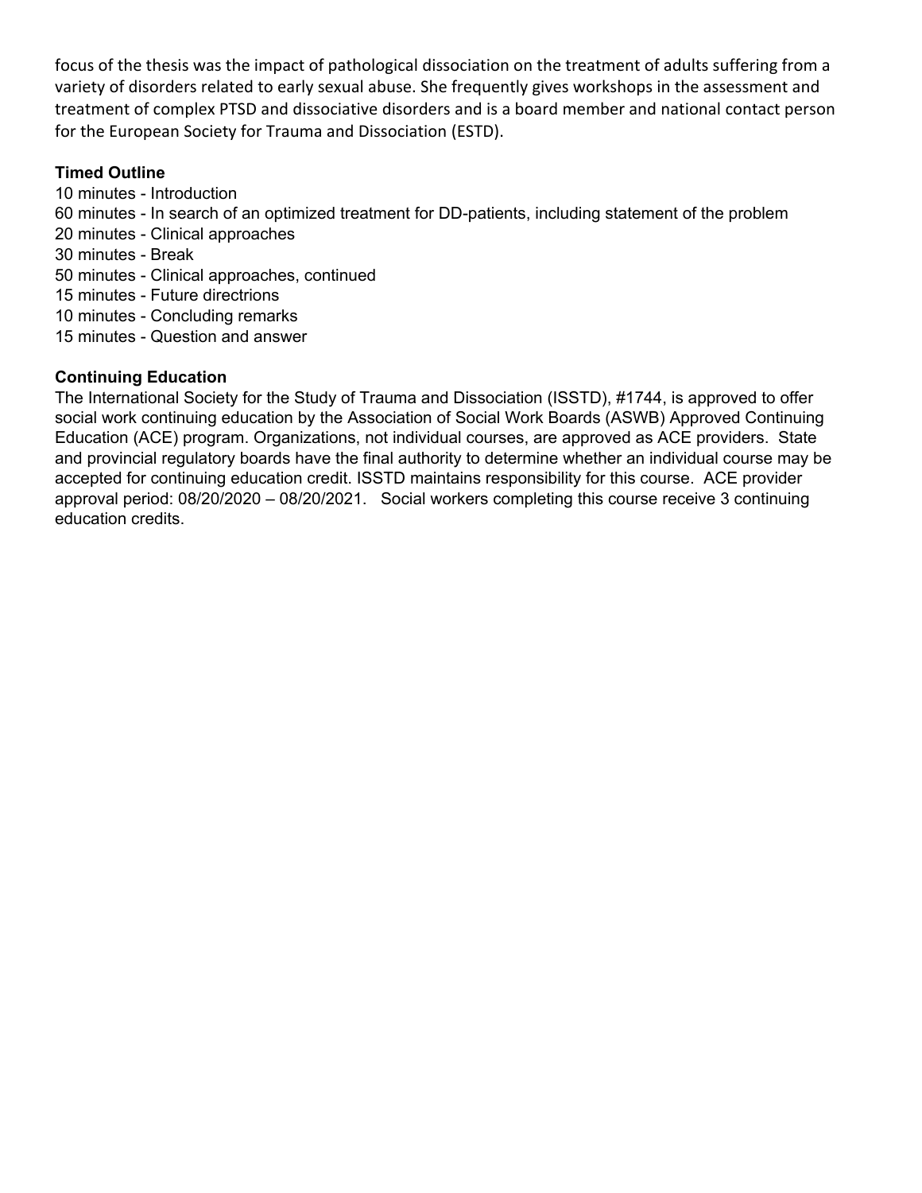focus of the thesis was the impact of pathological dissociation on the treatment of adults suffering from a variety of disorders related to early sexual abuse. She frequently gives workshops in the assessment and treatment of complex PTSD and dissociative disorders and is a board member and national contact person for the European Society for Trauma and Dissociation (ESTD).

**Timed Outline**

10 minutes - Introduction
60 minutes - In search of an optimized treatment for DD-patients, including statement of the problem
20 minutes - Clinical approaches
30 minutes - Break
50 minutes - Clinical approaches, continued
15 minutes - Future directrions
10 minutes - Concluding remarks
15 minutes - Question and answer

**Continuing Education**

The International Society for the Study of Trauma and Dissociation (ISSTD), #1744, is approved to offer social work continuing education by the Association of Social Work Boards (ASWB) Approved Continuing Education (ACE) program. Organizations, not individual courses, are approved as ACE providers. State and provincial regulatory boards have the final authority to determine whether an individual course may be accepted for continuing education credit. ISSTD maintains responsibility for this course. ACE provider approval period: 08/20/2020 – 08/20/2021. Social workers completing this course receive 3 continuing education credits.